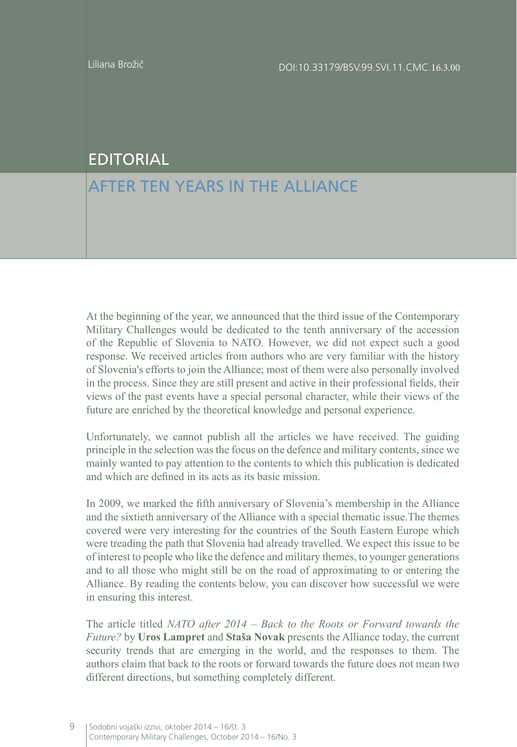Liliana Brožič

DOI:10.33179/BSV.99.SVI.11.CMC.16.3.00

# EDITORIAL

## AFTER TEN YEARS IN THE ALLIANCE

At the beginning of the year, we announced that the third issue of the Contemporary Military Challenges would be dedicated to the tenth anniversary of the accession of the Republic of Slovenia to NATO. However, we did not expect such a good response. We received articles from authors who are very familiar with the history of Slovenia's efforts to join the Alliance; most of them were also personally involved in the process. Since they are still present and active in their professional fields, their views of the past events have a special personal character, while their views of the future are enriched by the theoretical knowledge and personal experience.

Unfortunately, we cannot publish all the articles we have received. The guiding principle in the selection was the focus on the defence and military contents, since we mainly wanted to pay attention to the contents to which this publication is dedicated and which are defined in its acts as its basic mission.

In 2009, we marked the fifth anniversary of Slovenia's membership in the Alliance and the sixtieth anniversary of the Alliance with a special thematic issue.The themes covered were very interesting for the countries of the South Eastern Europe which were treading the path that Slovenia had already travelled. We expect this issue to be of interest to people who like the defence and military themes, to younger generations and to all those who might still be on the road of approximating to or entering the Alliance. By reading the contents below, you can discover how successful we were in ensuring this interest.

The article titled *NATO after 2014 – Back to the Roots or Forward towards the Future?* by **Uros Lampret** and **Staša Novak** presents the Alliance today, the current security trends that are emerging in the world, and the responses to them. The authors claim that back to the roots or forward towards the future does not mean two different directions, but something completely different.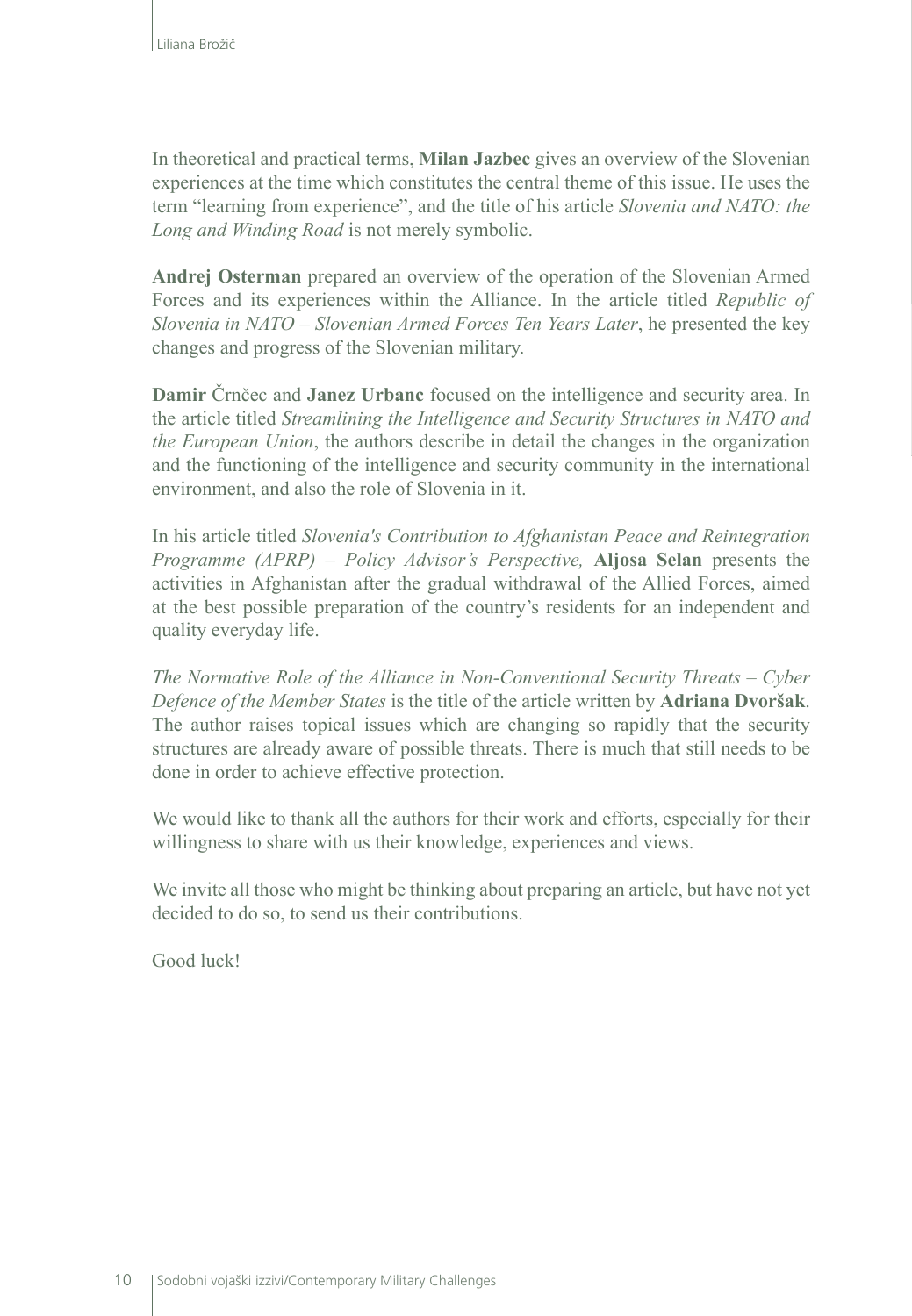In theoretical and practical terms, **Milan Jazbec** gives an overview of the Slovenian experiences at the time which constitutes the central theme of this issue. He uses the term "learning from experience", and the title of his article *Slovenia and NATO: the Long and Winding Road* is not merely symbolic.

**Andrej Osterman** prepared an overview of the operation of the Slovenian Armed Forces and its experiences within the Alliance. In the article titled *Republic of Slovenia in NATO – Slovenian Armed Forces Ten Years Later*, he presented the key changes and progress of the Slovenian military.

**Damir** Črnčec and **Janez Urbanc** focused on the intelligence and security area. In the article titled *Streamlining the Intelligence and Security Structures in NATO and the European Union*, the authors describe in detail the changes in the organization and the functioning of the intelligence and security community in the international environment, and also the role of Slovenia in it.

In his article titled *Slovenia's Contribution to Afghanistan Peace and Reintegration Programme (APRP) – Policy Advisor's Perspective,* **Aljosa Selan** presents the activities in Afghanistan after the gradual withdrawal of the Allied Forces, aimed at the best possible preparation of the country's residents for an independent and quality everyday life.

*The Normative Role of the Alliance in Non-Conventional Security Threats – Cyber Defence of the Member States* is the title of the article written by **Adriana Dvoršak**. The author raises topical issues which are changing so rapidly that the security structures are already aware of possible threats. There is much that still needs to be done in order to achieve effective protection.

We would like to thank all the authors for their work and efforts, especially for their willingness to share with us their knowledge, experiences and views.

We invite all those who might be thinking about preparing an article, but have not yet decided to do so, to send us their contributions.

Good luck!